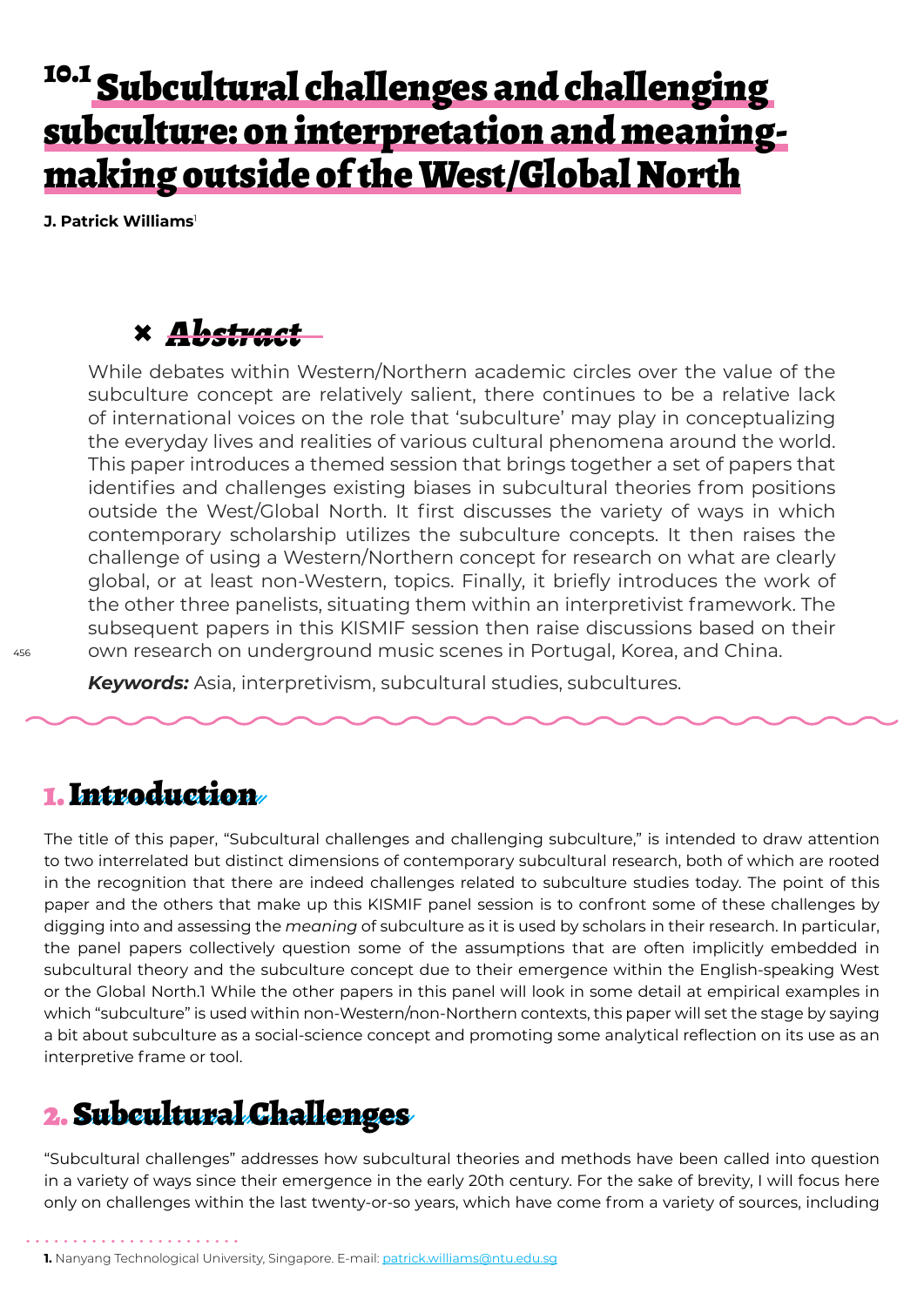# 10.1 Subcultural challenges and challenging subculture: on interpretation and meaning-making outside of the West/Global North

**J. Patrick Williams**[1]

## Abstract

While debates within Western/Northern academic circles over the value of the subculture concept are relatively salient, there continues to be a relative lack of international voices on the role that 'subculture' may play in conceptualizing the everyday lives and realities of various cultural phenomena around the world. This paper introduces a themed session that brings together a set of papers that identifies and challenges existing biases in subcultural theories from positions outside the West/Global North. It first discusses the variety of ways in which contemporary scholarship utilizes the subculture concepts. It then raises the challenge of using a Western/Northern concept for research on what are clearly global, or at least non-Western, topics. Finally, it briefly introduces the work of the other three panelists, situating them within an interpretivist framework. The subsequent papers in this KISMIF session then raise discussions based on their own research on underground music scenes in Portugal, Korea, and China.

***Keywords:*** Asia, interpretivism, subcultural studies, subcultures.

## 1. Introduction

The title of this paper, "Subcultural challenges and challenging subculture," is intended to draw attention to two interrelated but distinct dimensions of contemporary subcultural research, both of which are rooted in the recognition that there are indeed challenges related to subculture studies today. The point of this paper and the others that make up this KISMIF panel session is to confront some of these challenges by digging into and assessing the *meaning* of subculture as it is used by scholars in their research. In particular, the panel papers collectively question some of the assumptions that are often implicitly embedded in subcultural theory and the subculture concept due to their emergence within the English-speaking West or the Global North.1 While the other papers in this panel will look in some detail at empirical examples in which "subculture" is used within non-Western/non-Northern contexts, this paper will set the stage by saying a bit about subculture as a social-science concept and promoting some analytical reflection on its use as an interpretive frame or tool.

## 2. Subcultural Challenges

"Subcultural challenges" addresses how subcultural theories and methods have been called into question in a variety of ways since their emergence in the early 20th century. For the sake of brevity, I will focus here only on challenges within the last twenty-or-so years, which have come from a variety of sources, including

---

**1.** Nanyang Technological University, Singapore. E-mail: patrick.williams@ntu.edu.sg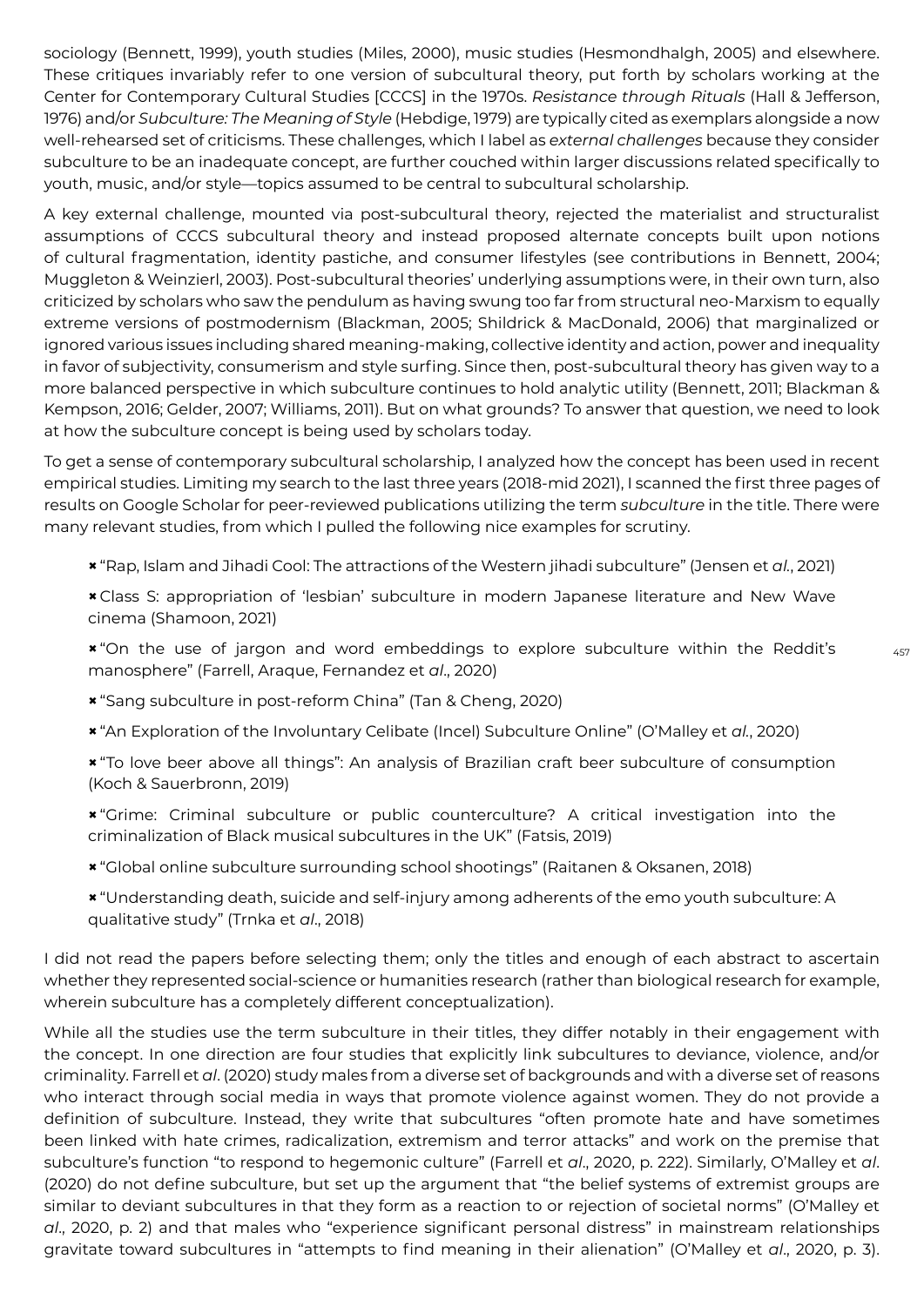sociology (Bennett, 1999), youth studies (Miles, 2000), music studies (Hesmondhalgh, 2005) and elsewhere. These critiques invariably refer to one version of subcultural theory, put forth by scholars working at the Center for Contemporary Cultural Studies [CCCS] in the 1970s. *Resistance through Rituals* (Hall & Jefferson, 1976) and/or *Subculture: The Meaning of Style* (Hebdige, 1979) are typically cited as exemplars alongside a now well-rehearsed set of criticisms. These challenges, which I label as *external challenges* because they consider subculture to be an inadequate concept, are further couched within larger discussions related specifically to youth, music, and/or style—topics assumed to be central to subcultural scholarship.

A key external challenge, mounted via post-subcultural theory, rejected the materialist and structuralist assumptions of CCCS subcultural theory and instead proposed alternate concepts built upon notions of cultural fragmentation, identity pastiche, and consumer lifestyles (see contributions in Bennett, 2004; Muggleton & Weinzierl, 2003). Post-subcultural theories' underlying assumptions were, in their own turn, also criticized by scholars who saw the pendulum as having swung too far from structural neo-Marxism to equally extreme versions of postmodernism (Blackman, 2005; Shildrick & MacDonald, 2006) that marginalized or ignored various issues including shared meaning-making, collective identity and action, power and inequality in favor of subjectivity, consumerism and style surfing. Since then, post-subcultural theory has given way to a more balanced perspective in which subculture continues to hold analytic utility (Bennett, 2011; Blackman & Kempson, 2016; Gelder, 2007; Williams, 2011). But on what grounds? To answer that question, we need to look at how the subculture concept is being used by scholars today.

To get a sense of contemporary subcultural scholarship, I analyzed how the concept has been used in recent empirical studies. Limiting my search to the last three years (2018-mid 2021), I scanned the first three pages of results on Google Scholar for peer-reviewed publications utilizing the term *subculture* in the title. There were many relevant studies, from which I pulled the following nice examples for scrutiny.

- "Rap, Islam and Jihadi Cool: The attractions of the Western jihadi subculture" (Jensen et *al*., 2021)
- Class S: appropriation of 'lesbian' subculture in modern Japanese literature and New Wave cinema (Shamoon, 2021)
- "On the use of jargon and word embeddings to explore subculture within the Reddit's manosphere" (Farrell, Araque, Fernandez et *al*., 2020)
- "Sang subculture in post-reform China" (Tan & Cheng, 2020)
- "An Exploration of the Involuntary Celibate (Incel) Subculture Online" (O'Malley et *al*., 2020)
- "To love beer above all things": An analysis of Brazilian craft beer subculture of consumption (Koch & Sauerbronn, 2019)
- "Grime: Criminal subculture or public counterculture? A critical investigation into the criminalization of Black musical subcultures in the UK" (Fatsis, 2019)
- "Global online subculture surrounding school shootings" (Raitanen & Oksanen, 2018)
- "Understanding death, suicide and self-injury among adherents of the emo youth subculture: A qualitative study" (Trnka et *al*., 2018)

I did not read the papers before selecting them; only the titles and enough of each abstract to ascertain whether they represented social-science or humanities research (rather than biological research for example, wherein subculture has a completely different conceptualization).

While all the studies use the term subculture in their titles, they differ notably in their engagement with the concept. In one direction are four studies that explicitly link subcultures to deviance, violence, and/or criminality. Farrell et *al*. (2020) study males from a diverse set of backgrounds and with a diverse set of reasons who interact through social media in ways that promote violence against women. They do not provide a definition of subculture. Instead, they write that subcultures "often promote hate and have sometimes been linked with hate crimes, radicalization, extremism and terror attacks" and work on the premise that subculture's function "to respond to hegemonic culture" (Farrell et *al*., 2020, p. 222). Similarly, O'Malley et *al*. (2020) do not define subculture, but set up the argument that "the belief systems of extremist groups are similar to deviant subcultures in that they form as a reaction to or rejection of societal norms" (O'Malley et *al*., 2020, p. 2) and that males who "experience significant personal distress" in mainstream relationships gravitate toward subcultures in "attempts to find meaning in their alienation" (O'Malley et *al*., 2020, p. 3).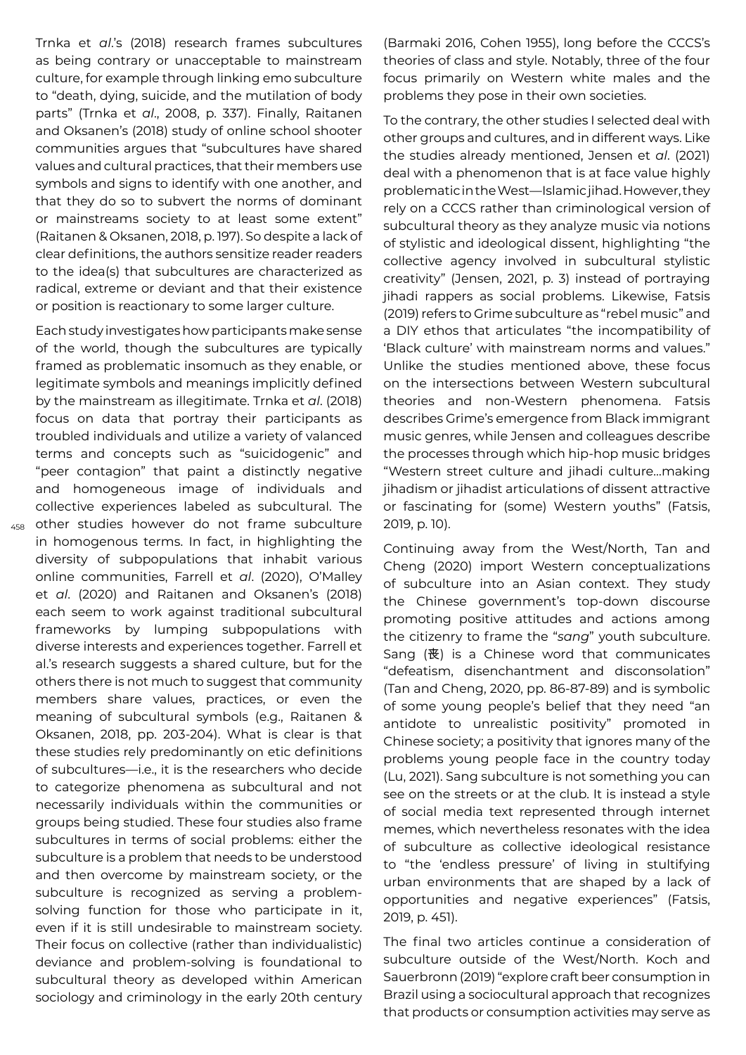Trnka et *al*.'s (2018) research frames subcultures as being contrary or unacceptable to mainstream culture, for example through linking emo subculture to "death, dying, suicide, and the mutilation of body parts" (Trnka et *al*., 2008, p. 337). Finally, Raitanen and Oksanen's (2018) study of online school shooter communities argues that "subcultures have shared values and cultural practices, that their members use symbols and signs to identify with one another, and that they do so to subvert the norms of dominant or mainstreams society to at least some extent" (Raitanen & Oksanen, 2018, p. 197). So despite a lack of clear definitions, the authors sensitize reader readers to the idea(s) that subcultures are characterized as radical, extreme or deviant and that their existence or position is reactionary to some larger culture.

Each study investigates how participants make sense of the world, though the subcultures are typically framed as problematic insomuch as they enable, or legitimate symbols and meanings implicitly defined by the mainstream as illegitimate. Trnka et *al*. (2018) focus on data that portray their participants as troubled individuals and utilize a variety of valanced terms and concepts such as "suicidogenic" and "peer contagion" that paint a distinctly negative and homogeneous image of individuals and collective experiences labeled as subcultural. The other studies however do not frame subculture in homogenous terms. In fact, in highlighting the diversity of subpopulations that inhabit various online communities, Farrell et *al*. (2020), O'Malley et *al*. (2020) and Raitanen and Oksanen's (2018) each seem to work against traditional subcultural frameworks by lumping subpopulations with diverse interests and experiences together. Farrell et al.'s research suggests a shared culture, but for the others there is not much to suggest that community members share values, practices, or even the meaning of subcultural symbols (e.g., Raitanen & Oksanen, 2018, pp. 203-204). What is clear is that these studies rely predominantly on etic definitions of subcultures—i.e., it is the researchers who decide to categorize phenomena as subcultural and not necessarily individuals within the communities or groups being studied. These four studies also frame subcultures in terms of social problems: either the subculture is a problem that needs to be understood and then overcome by mainstream society, or the subculture is recognized as serving a problem-solving function for those who participate in it, even if it is still undesirable to mainstream society. Their focus on collective (rather than individualistic) deviance and problem-solving is foundational to subcultural theory as developed within American sociology and criminology in the early 20th century (Barmaki 2016, Cohen 1955), long before the CCCS's theories of class and style. Notably, three of the four focus primarily on Western white males and the problems they pose in their own societies.

To the contrary, the other studies I selected deal with other groups and cultures, and in different ways. Like the studies already mentioned, Jensen et *al*. (2021) deal with a phenomenon that is at face value highly problematic in the West—Islamic jihad. However, they rely on a CCCS rather than criminological version of subcultural theory as they analyze music via notions of stylistic and ideological dissent, highlighting "the collective agency involved in subcultural stylistic creativity" (Jensen, 2021, p. 3) instead of portraying jihadi rappers as social problems. Likewise, Fatsis (2019) refers to Grime subculture as "rebel music" and a DIY ethos that articulates "the incompatibility of 'Black culture' with mainstream norms and values." Unlike the studies mentioned above, these focus on the intersections between Western subcultural theories and non-Western phenomena. Fatsis describes Grime's emergence from Black immigrant music genres, while Jensen and colleagues describe the processes through which hip-hop music bridges "Western street culture and jihadi culture…making jihadism or jihadist articulations of dissent attractive or fascinating for (some) Western youths" (Fatsis, 2019, p. 10).

Continuing away from the West/North, Tan and Cheng (2020) import Western conceptualizations of subculture into an Asian context. They study the Chinese government's top-down discourse promoting positive attitudes and actions among the citizenry to frame the "*sang*" youth subculture. Sang (丧) is a Chinese word that communicates "defeatism, disenchantment and disconsolation" (Tan and Cheng, 2020, pp. 86-87-89) and is symbolic of some young people's belief that they need "an antidote to unrealistic positivity" promoted in Chinese society; a positivity that ignores many of the problems young people face in the country today (Lu, 2021). Sang subculture is not something you can see on the streets or at the club. It is instead a style of social media text represented through internet memes, which nevertheless resonates with the idea of subculture as collective ideological resistance to "the 'endless pressure' of living in stultifying urban environments that are shaped by a lack of opportunities and negative experiences" (Fatsis, 2019, p. 451).

The final two articles continue a consideration of subculture outside of the West/North. Koch and Sauerbronn (2019) "explore craft beer consumption in Brazil using a sociocultural approach that recognizes that products or consumption activities may serve as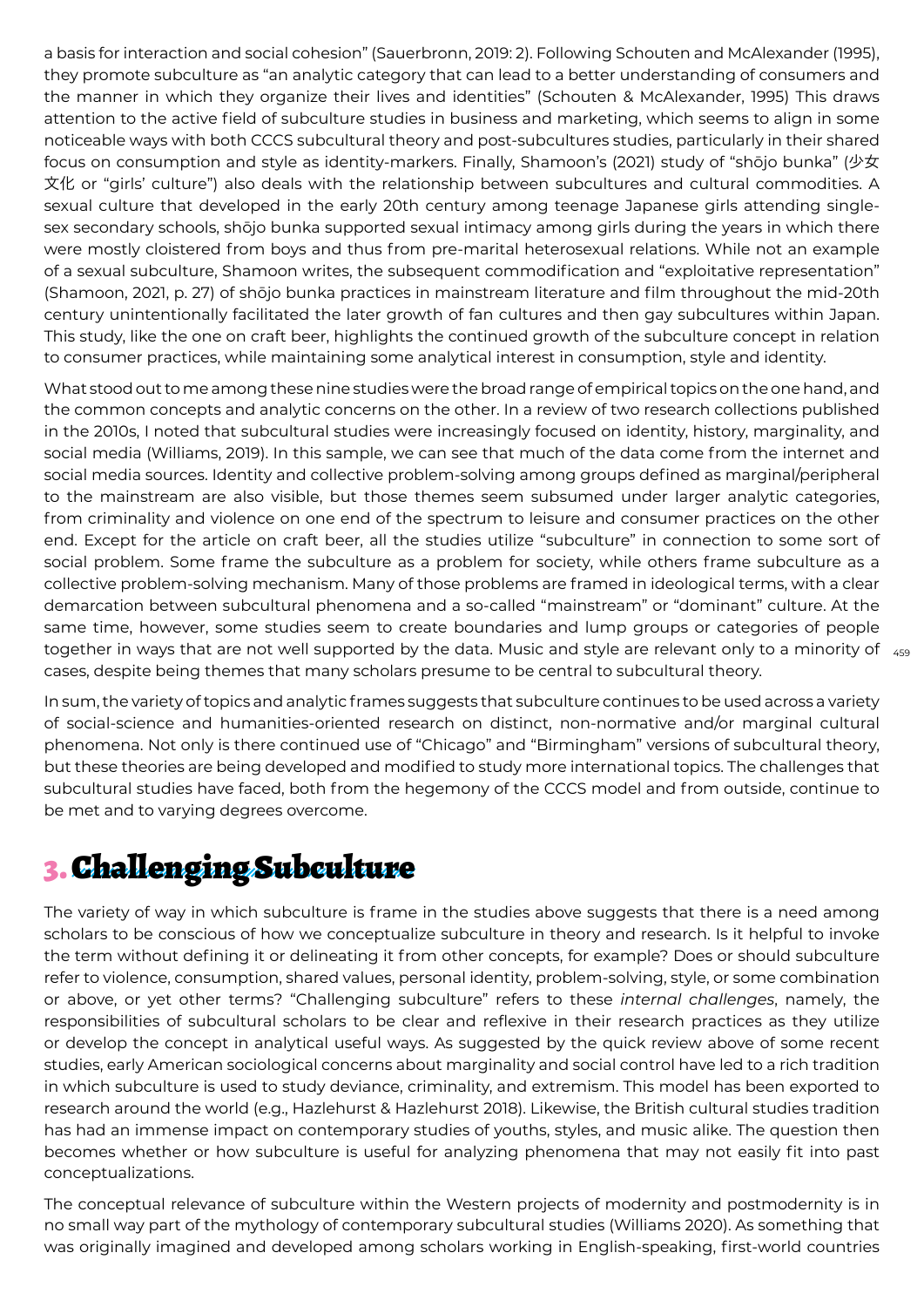a basis for interaction and social cohesion" (Sauerbronn, 2019: 2). Following Schouten and McAlexander (1995), they promote subculture as "an analytic category that can lead to a better understanding of consumers and the manner in which they organize their lives and identities" (Schouten & McAlexander, 1995) This draws attention to the active field of subculture studies in business and marketing, which seems to align in some noticeable ways with both CCCS subcultural theory and post-subcultures studies, particularly in their shared focus on consumption and style as identity-markers. Finally, Shamoon's (2021) study of "shōjo bunka" (少女文化 or "girls' culture") also deals with the relationship between subcultures and cultural commodities. A sexual culture that developed in the early 20th century among teenage Japanese girls attending single-sex secondary schools, shōjo bunka supported sexual intimacy among girls during the years in which there were mostly cloistered from boys and thus from pre-marital heterosexual relations. While not an example of a sexual subculture, Shamoon writes, the subsequent commodification and "exploitative representation" (Shamoon, 2021, p. 27) of shōjo bunka practices in mainstream literature and film throughout the mid-20th century unintentionally facilitated the later growth of fan cultures and then gay subcultures within Japan. This study, like the one on craft beer, highlights the continued growth of the subculture concept in relation to consumer practices, while maintaining some analytical interest in consumption, style and identity.

What stood out to me among these nine studies were the broad range of empirical topics on the one hand, and the common concepts and analytic concerns on the other. In a review of two research collections published in the 2010s, I noted that subcultural studies were increasingly focused on identity, history, marginality, and social media (Williams, 2019). In this sample, we can see that much of the data come from the internet and social media sources. Identity and collective problem-solving among groups defined as marginal/peripheral to the mainstream are also visible, but those themes seem subsumed under larger analytic categories, from criminality and violence on one end of the spectrum to leisure and consumer practices on the other end. Except for the article on craft beer, all the studies utilize "subculture" in connection to some sort of social problem. Some frame the subculture as a problem for society, while others frame subculture as a collective problem-solving mechanism. Many of those problems are framed in ideological terms, with a clear demarcation between subcultural phenomena and a so-called "mainstream" or "dominant" culture. At the same time, however, some studies seem to create boundaries and lump groups or categories of people together in ways that are not well supported by the data. Music and style are relevant only to a minority of cases, despite being themes that many scholars presume to be central to subcultural theory.

In sum, the variety of topics and analytic frames suggests that subculture continues to be used across a variety of social-science and humanities-oriented research on distinct, non-normative and/or marginal cultural phenomena. Not only is there continued use of "Chicago" and "Birmingham" versions of subcultural theory, but these theories are being developed and modified to study more international topics. The challenges that subcultural studies have faced, both from the hegemony of the CCCS model and from outside, continue to be met and to varying degrees overcome.

# 3. Challenging Subculture

The variety of way in which subculture is frame in the studies above suggests that there is a need among scholars to be conscious of how we conceptualize subculture in theory and research. Is it helpful to invoke the term without defining it or delineating it from other concepts, for example? Does or should subculture refer to violence, consumption, shared values, personal identity, problem-solving, style, or some combination or above, or yet other terms? "Challenging subculture" refers to these *internal challenges*, namely, the responsibilities of subcultural scholars to be clear and reflexive in their research practices as they utilize or develop the concept in analytical useful ways. As suggested by the quick review above of some recent studies, early American sociological concerns about marginality and social control have led to a rich tradition in which subculture is used to study deviance, criminality, and extremism. This model has been exported to research around the world (e.g., Hazlehurst & Hazlehurst 2018). Likewise, the British cultural studies tradition has had an immense impact on contemporary studies of youths, styles, and music alike. The question then becomes whether or how subculture is useful for analyzing phenomena that may not easily fit into past conceptualizations.

The conceptual relevance of subculture within the Western projects of modernity and postmodernity is in no small way part of the mythology of contemporary subcultural studies (Williams 2020). As something that was originally imagined and developed among scholars working in English-speaking, first-world countries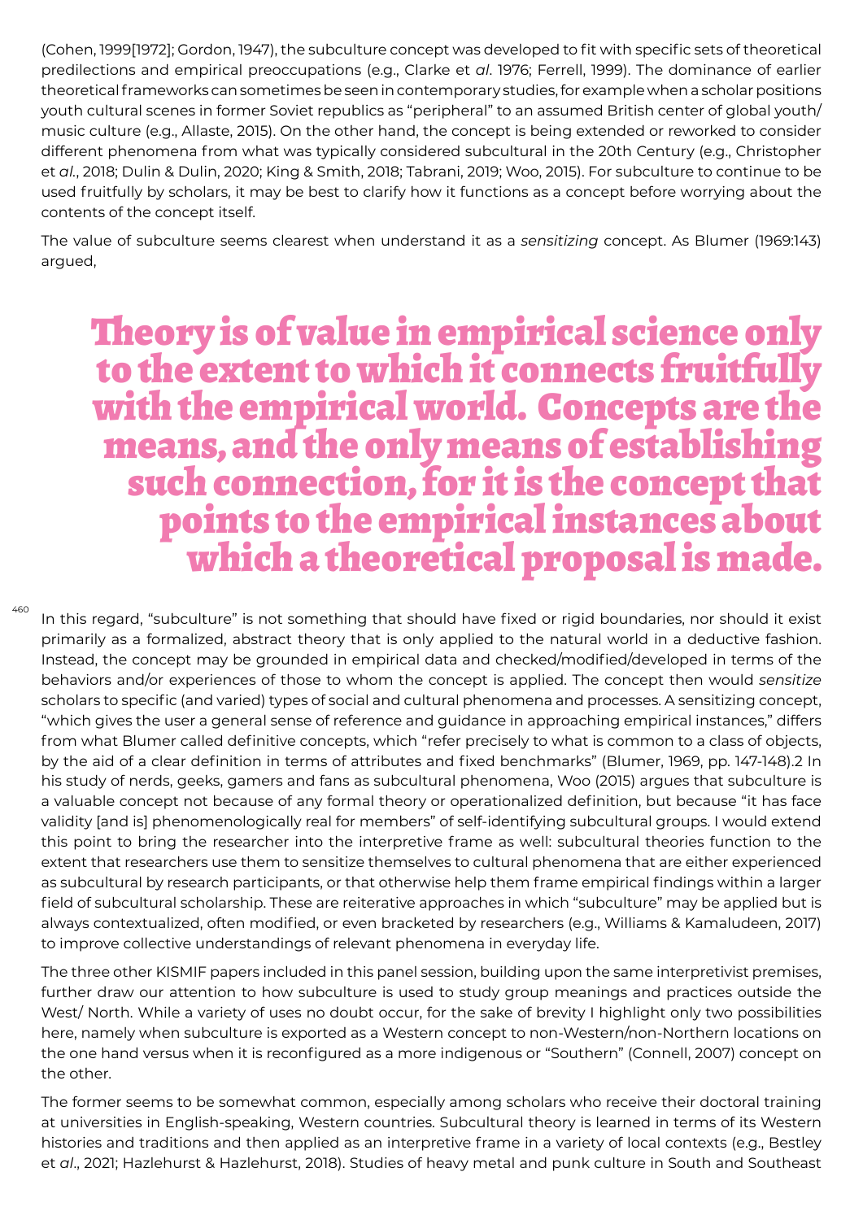(Cohen, 1999[1972]; Gordon, 1947), the subculture concept was developed to fit with specific sets of theoretical predilections and empirical preoccupations (e.g., Clarke et *al*. 1976; Ferrell, 1999). The dominance of earlier theoretical frameworks can sometimes be seen in contemporary studies, for example when a scholar positions youth cultural scenes in former Soviet republics as "peripheral" to an assumed British center of global youth/ music culture (e.g., Allaste, 2015). On the other hand, the concept is being extended or reworked to consider different phenomena from what was typically considered subcultural in the 20th Century (e.g., Christopher et *al*., 2018; Dulin & Dulin, 2020; King & Smith, 2018; Tabrani, 2019; Woo, 2015). For subculture to continue to be used fruitfully by scholars, it may be best to clarify how it functions as a concept before worrying about the contents of the concept itself.

The value of subculture seems clearest when understand it as a *sensitizing* concept. As Blumer (1969:143) argued,

> **Theory is of value in empirical science only to the extent to which it connects fruitfully with the empirical world. Concepts are the means, and the only means of establishing such connection, for it is the concept that points to the empirical instances about which a theoretical proposal is made.**

In this regard, "subculture" is not something that should have fixed or rigid boundaries, nor should it exist primarily as a formalized, abstract theory that is only applied to the natural world in a deductive fashion. Instead, the concept may be grounded in empirical data and checked/modified/developed in terms of the behaviors and/or experiences of those to whom the concept is applied. The concept then would *sensitize* scholars to specific (and varied) types of social and cultural phenomena and processes. A sensitizing concept, "which gives the user a general sense of reference and guidance in approaching empirical instances," differs from what Blumer called definitive concepts, which "refer precisely to what is common to a class of objects, by the aid of a clear definition in terms of attributes and fixed benchmarks" (Blumer, 1969, pp. 147-148).2 In his study of nerds, geeks, gamers and fans as subcultural phenomena, Woo (2015) argues that subculture is a valuable concept not because of any formal theory or operationalized definition, but because "it has face validity [and is] phenomenologically real for members" of self-identifying subcultural groups. I would extend this point to bring the researcher into the interpretive frame as well: subcultural theories function to the extent that researchers use them to sensitize themselves to cultural phenomena that are either experienced as subcultural by research participants, or that otherwise help them frame empirical findings within a larger field of subcultural scholarship. These are reiterative approaches in which "subculture" may be applied but is always contextualized, often modified, or even bracketed by researchers (e.g., Williams & Kamaludeen, 2017) to improve collective understandings of relevant phenomena in everyday life.

The three other KISMIF papers included in this panel session, building upon the same interpretivist premises, further draw our attention to how subculture is used to study group meanings and practices outside the West/ North. While a variety of uses no doubt occur, for the sake of brevity I highlight only two possibilities here, namely when subculture is exported as a Western concept to non-Western/non-Northern locations on the one hand versus when it is reconfigured as a more indigenous or "Southern" (Connell, 2007) concept on the other.

The former seems to be somewhat common, especially among scholars who receive their doctoral training at universities in English-speaking, Western countries. Subcultural theory is learned in terms of its Western histories and traditions and then applied as an interpretive frame in a variety of local contexts (e.g., Bestley et *al*., 2021; Hazlehurst & Hazlehurst, 2018). Studies of heavy metal and punk culture in South and Southeast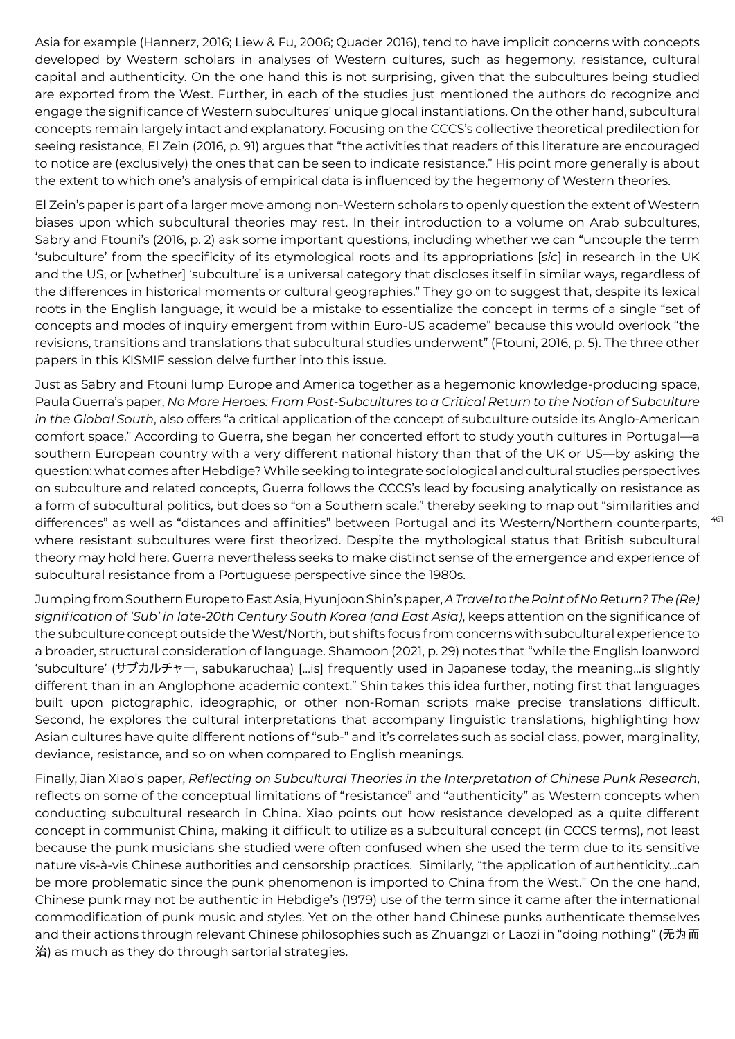Asia for example (Hannerz, 2016; Liew & Fu, 2006; Quader 2016), tend to have implicit concerns with concepts developed by Western scholars in analyses of Western cultures, such as hegemony, resistance, cultural capital and authenticity. On the one hand this is not surprising, given that the subcultures being studied are exported from the West. Further, in each of the studies just mentioned the authors do recognize and engage the significance of Western subcultures' unique glocal instantiations. On the other hand, subcultural concepts remain largely intact and explanatory. Focusing on the CCCS's collective theoretical predilection for seeing resistance, El Zein (2016, p. 91) argues that "the activities that readers of this literature are encouraged to notice are (exclusively) the ones that can be seen to indicate resistance." His point more generally is about the extent to which one's analysis of empirical data is influenced by the hegemony of Western theories.

El Zein's paper is part of a larger move among non-Western scholars to openly question the extent of Western biases upon which subcultural theories may rest. In their introduction to a volume on Arab subcultures, Sabry and Ftouni's (2016, p. 2) ask some important questions, including whether we can "uncouple the term 'subculture' from the specificity of its etymological roots and its appropriations [*sic*] in research in the UK and the US, or [whether] 'subculture' is a universal category that discloses itself in similar ways, regardless of the differences in historical moments or cultural geographies." They go on to suggest that, despite its lexical roots in the English language, it would be a mistake to essentialize the concept in terms of a single "set of concepts and modes of inquiry emergent from within Euro-US academe" because this would overlook "the revisions, transitions and translations that subcultural studies underwent" (Ftouni, 2016, p. 5). The three other papers in this KISMIF session delve further into this issue.

Just as Sabry and Ftouni lump Europe and America together as a hegemonic knowledge-producing space, Paula Guerra's paper, *No More Heroes: From Post-Subcultures to a Critical Return to the Notion of Subculture in the Global South*, also offers "a critical application of the concept of subculture outside its Anglo-American comfort space." According to Guerra, she began her concerted effort to study youth cultures in Portugal—a southern European country with a very different national history than that of the UK or US—by asking the question: what comes after Hebdige? While seeking to integrate sociological and cultural studies perspectives on subculture and related concepts, Guerra follows the CCCS's lead by focusing analytically on resistance as a form of subcultural politics, but does so "on a Southern scale," thereby seeking to map out "similarities and differences" as well as "distances and affinities" between Portugal and its Western/Northern counterparts, where resistant subcultures were first theorized. Despite the mythological status that British subcultural theory may hold here, Guerra nevertheless seeks to make distinct sense of the emergence and experience of subcultural resistance from a Portuguese perspective since the 1980s.

Jumping from Southern Europe to East Asia, Hyunjoon Shin's paper, *A Travel to the Point of No Return? The (Re) signification of 'Sub' in late-20th Century South Korea (and East Asia)*, keeps attention on the significance of the subculture concept outside the West/North, but shifts focus from concerns with subcultural experience to a broader, structural consideration of language. Shamoon (2021, p. 29) notes that "while the English loanword 'subculture' (サブカルチャー, sabukaruchaa) [...is] frequently used in Japanese today, the meaning...is slightly different than in an Anglophone academic context." Shin takes this idea further, noting first that languages built upon pictographic, ideographic, or other non-Roman scripts make precise translations difficult. Second, he explores the cultural interpretations that accompany linguistic translations, highlighting how Asian cultures have quite different notions of "sub-" and it's correlates such as social class, power, marginality, deviance, resistance, and so on when compared to English meanings.

Finally, Jian Xiao's paper, *Reflecting on Subcultural Theories in the Interpretation of Chinese Punk Research*, reflects on some of the conceptual limitations of "resistance" and "authenticity" as Western concepts when conducting subcultural research in China. Xiao points out how resistance developed as a quite different concept in communist China, making it difficult to utilize as a subcultural concept (in CCCS terms), not least because the punk musicians she studied were often confused when she used the term due to its sensitive nature vis-à-vis Chinese authorities and censorship practices. Similarly, "the application of authenticity...can be more problematic since the punk phenomenon is imported to China from the West." On the one hand, Chinese punk may not be authentic in Hebdige's (1979) use of the term since it came after the international commodification of punk music and styles. Yet on the other hand Chinese punks authenticate themselves and their actions through relevant Chinese philosophies such as Zhuangzi or Laozi in "doing nothing" (无为而治) as much as they do through sartorial strategies.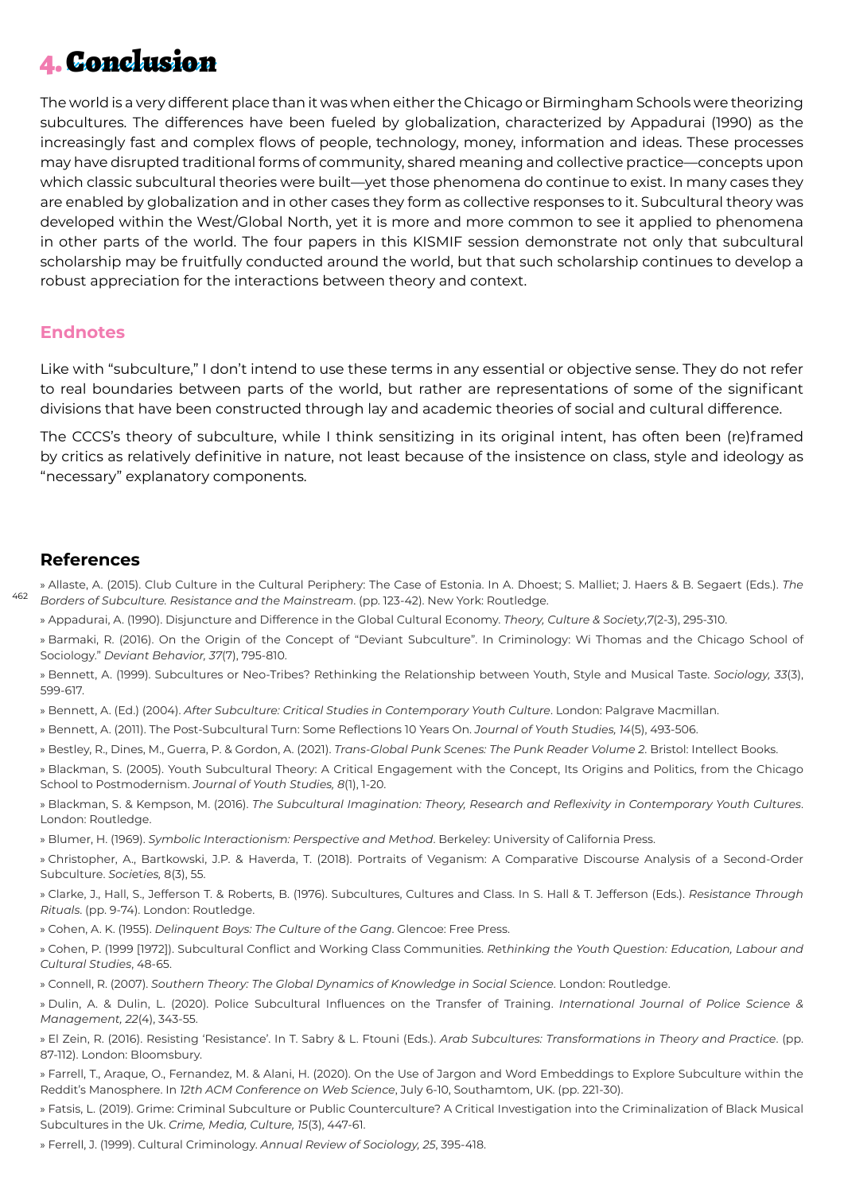# 4. Conclusion

The world is a very different place than it was when either the Chicago or Birmingham Schools were theorizing subcultures. The differences have been fueled by globalization, characterized by Appadurai (1990) as the increasingly fast and complex flows of people, technology, money, information and ideas. These processes may have disrupted traditional forms of community, shared meaning and collective practice—concepts upon which classic subcultural theories were built—yet those phenomena do continue to exist. In many cases they are enabled by globalization and in other cases they form as collective responses to it. Subcultural theory was developed within the West/Global North, yet it is more and more common to see it applied to phenomena in other parts of the world. The four papers in this KISMIF session demonstrate not only that subcultural scholarship may be fruitfully conducted around the world, but that such scholarship continues to develop a robust appreciation for the interactions between theory and context.

## Endnotes

Like with "subculture," I don't intend to use these terms in any essential or objective sense. They do not refer to real boundaries between parts of the world, but rather are representations of some of the significant divisions that have been constructed through lay and academic theories of social and cultural difference.

The CCCS's theory of subculture, while I think sensitizing in its original intent, has often been (re)framed by critics as relatively definitive in nature, not least because of the insistence on class, style and ideology as "necessary" explanatory components.

## References

» Allaste, A. (2015). Club Culture in the Cultural Periphery: The Case of Estonia. In A. Dhoest; S. Malliet; J. Haers & B. Segaert (Eds.). *The Borders of Subculture. Resistance and the Mainstream*. (pp. 123-42). New York: Routledge.

» Appadurai, A. (1990). Disjuncture and Difference in the Global Cultural Economy. *Theory, Culture & Society*,*7*(2-3), 295-310.

» Barmaki, R. (2016). On the Origin of the Concept of "Deviant Subculture". In Criminology: Wi Thomas and the Chicago School of Sociology." *Deviant Behavior, 37*(7), 795-810.

» Bennett, A. (1999). Subcultures or Neo-Tribes? Rethinking the Relationship between Youth, Style and Musical Taste. *Sociology, 33*(3), 599-617.

» Bennett, A. (Ed.) (2004). *After Subculture: Critical Studies in Contemporary Youth Culture*. London: Palgrave Macmillan.

» Bennett, A. (2011). The Post-Subcultural Turn: Some Reflections 10 Years On. *Journal of Youth Studies, 14*(5), 493-506.

» Bestley, R., Dines, M., Guerra, P. & Gordon, A. (2021). *Trans-Global Punk Scenes: The Punk Reader Volume 2*. Bristol: Intellect Books.

» Blackman, S. (2005). Youth Subcultural Theory: A Critical Engagement with the Concept, Its Origins and Politics, from the Chicago School to Postmodernism. *Journal of Youth Studies, 8*(1), 1-20.

» Blackman, S. & Kempson, M. (2016). *The Subcultural Imagination: Theory, Research and Reflexivity in Contemporary Youth Cultures*. London: Routledge.

» Blumer, H. (1969). *Symbolic Interactionism: Perspective and Method*. Berkeley: University of California Press.

» Christopher, A., Bartkowski, J.P. & Haverda, T. (2018). Portraits of Veganism: A Comparative Discourse Analysis of a Second-Order Subculture. *Societies,* 8(3), 55.

» Clarke, J., Hall, S., Jefferson T. & Roberts, B. (1976). Subcultures, Cultures and Class. In S. Hall & T. Jefferson (Eds.). *Resistance Through Rituals*. (pp. 9-74). London: Routledge.

» Cohen, A. K. (1955). *Delinquent Boys: The Culture of the Gang*. Glencoe: Free Press.

» Cohen, P. (1999 [1972]). Subcultural Conflict and Working Class Communities. *Rethinking the Youth Question: Education, Labour and Cultural Studies*, 48-65.

» Connell, R. (2007). *Southern Theory: The Global Dynamics of Knowledge in Social Science*. London: Routledge.

» Dulin, A. & Dulin, L. (2020). Police Subcultural Influences on the Transfer of Training. *International Journal of Police Science & Management, 22*(4), 343-55.

» El Zein, R. (2016). Resisting 'Resistance'. In T. Sabry & L. Ftouni (Eds.). *Arab Subcultures: Transformations in Theory and Practice*. (pp. 87-112). London: Bloomsbury.

» Farrell, T., Araque, O., Fernandez, M. & Alani, H. (2020). On the Use of Jargon and Word Embeddings to Explore Subculture within the Reddit's Manosphere. In *12th ACM Conference on Web Science*, July 6-10, Southamtom, UK. (pp. 221-30).

» Fatsis, L. (2019). Grime: Criminal Subculture or Public Counterculture? A Critical Investigation into the Criminalization of Black Musical Subcultures in the Uk. *Crime, Media, Culture, 15*(3), 447-61.

» Ferrell, J. (1999). Cultural Criminology. *Annual Review of Sociology, 25*, 395-418.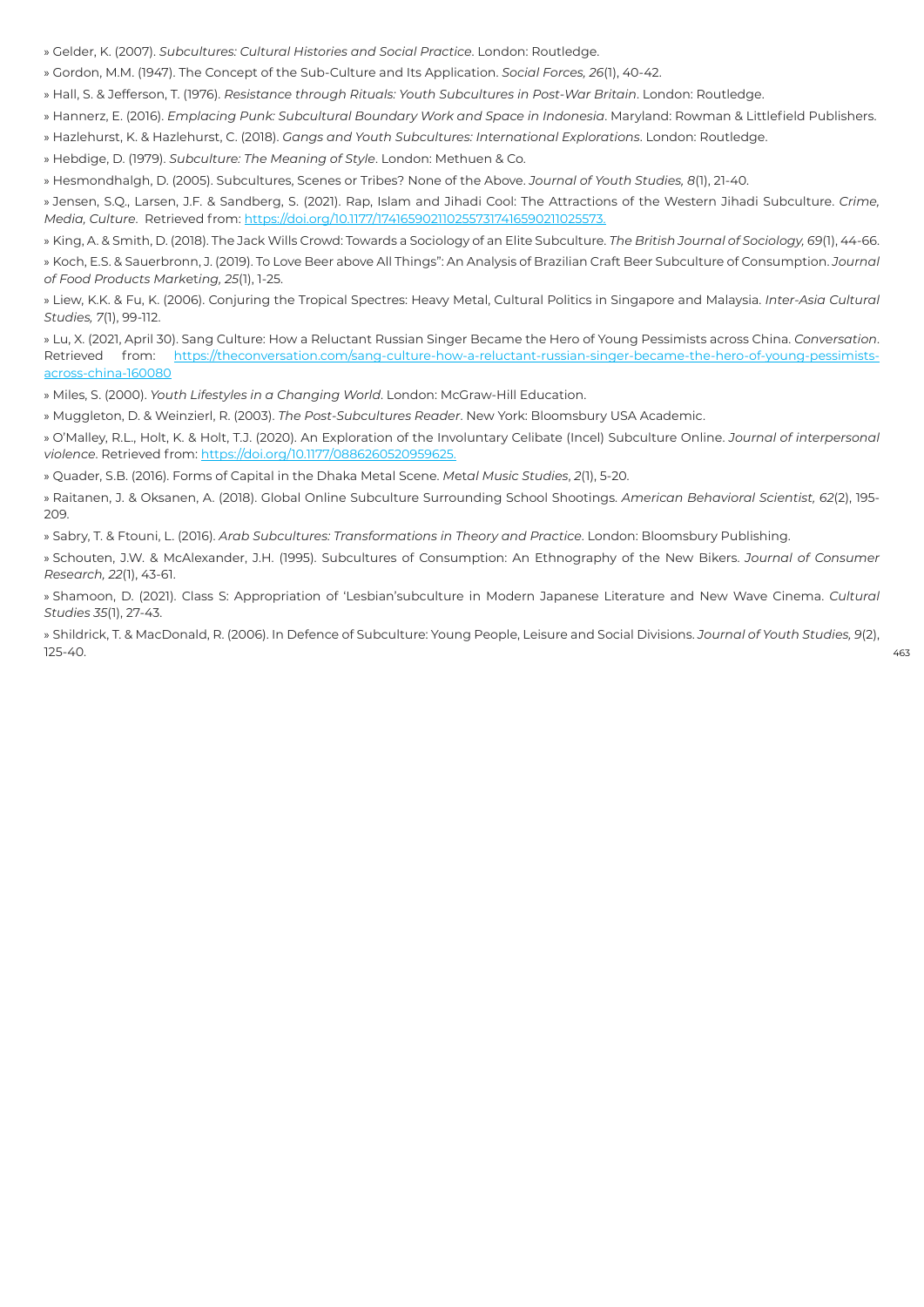» Gelder, K. (2007). *Subcultures: Cultural Histories and Social Practice*. London: Routledge.

» Gordon, M.M. (1947). The Concept of the Sub-Culture and Its Application. *Social Forces, 26*(1), 40-42.

» Hall, S. & Jefferson, T. (1976). *Resistance through Rituals: Youth Subcultures in Post-War Britain*. London: Routledge.

» Hannerz, E. (2016). *Emplacing Punk: Subcultural Boundary Work and Space in Indonesia*. Maryland: Rowman & Littlefield Publishers.

» Hazlehurst, K. & Hazlehurst, C. (2018). *Gangs and Youth Subcultures: International Explorations*. London: Routledge.

» Hebdige, D. (1979). *Subculture: The Meaning of Style*. London: Methuen & Co.

» Hesmondhalgh, D. (2005). Subcultures, Scenes or Tribes? None of the Above. *Journal of Youth Studies, 8*(1), 21-40.

» Jensen, S.Q., Larsen, J.F. & Sandberg, S. (2021). Rap, Islam and Jihadi Cool: The Attractions of the Western Jihadi Subculture. *Crime, Media, Culture*. Retrieved from: https://doi.org/10.1177/17416590211025573174165902110255​73.

» King, A. & Smith, D. (2018). The Jack Wills Crowd: Towards a Sociology of an Elite Subculture. *The British Journal of Sociology, 69*(1), 44-66.

» Koch, E.S. & Sauerbronn, J. (2019). To Love Beer above All Things": An Analysis of Brazilian Craft Beer Subculture of Consumption. *Journal of Food Products Marketing, 25*(1), 1-25.

» Liew, K.K. & Fu, K. (2006). Conjuring the Tropical Spectres: Heavy Metal, Cultural Politics in Singapore and Malaysia. *Inter-Asia Cultural Studies, 7*(1), 99-112.

» Lu, X. (2021, April 30). Sang Culture: How a Reluctant Russian Singer Became the Hero of Young Pessimists across China. *Conversation*. Retrieved from: https://theconversation.com/sang-culture-how-a-reluctant-russian-singer-became-the-hero-of-young-pessimists-across-china-160080

» Miles, S. (2000). *Youth Lifestyles in a Changing World*. London: McGraw-Hill Education.

» Muggleton, D. & Weinzierl, R. (2003). *The Post-Subcultures Reader*. New York: Bloomsbury USA Academic.

» O'Malley, R.L., Holt, K. & Holt, T.J. (2020). An Exploration of the Involuntary Celibate (Incel) Subculture Online. *Journal of interpersonal violence*. Retrieved from: https://doi.org/10.1177/0886260520959625.

» Quader, S.B. (2016). Forms of Capital in the Dhaka Metal Scene. *Metal Music Studies*, *2*(1), 5-20.

» Raitanen, J. & Oksanen, A. (2018). Global Online Subculture Surrounding School Shootings. *American Behavioral Scientist, 62*(2), 195-209.

» Sabry, T. & Ftouni, L. (2016). *Arab Subcultures: Transformations in Theory and Practice*. London: Bloomsbury Publishing.

» Schouten, J.W. & McAlexander, J.H. (1995). Subcultures of Consumption: An Ethnography of the New Bikers. *Journal of Consumer Research, 22*(1), 43-61.

» Shamoon, D. (2021). Class S: Appropriation of 'Lesbian'subculture in Modern Japanese Literature and New Wave Cinema. *Cultural Studies 35*(1), 27-43.

» Shildrick, T. & MacDonald, R. (2006). In Defence of Subculture: Young People, Leisure and Social Divisions. *Journal of Youth Studies, 9*(2), 125-40.